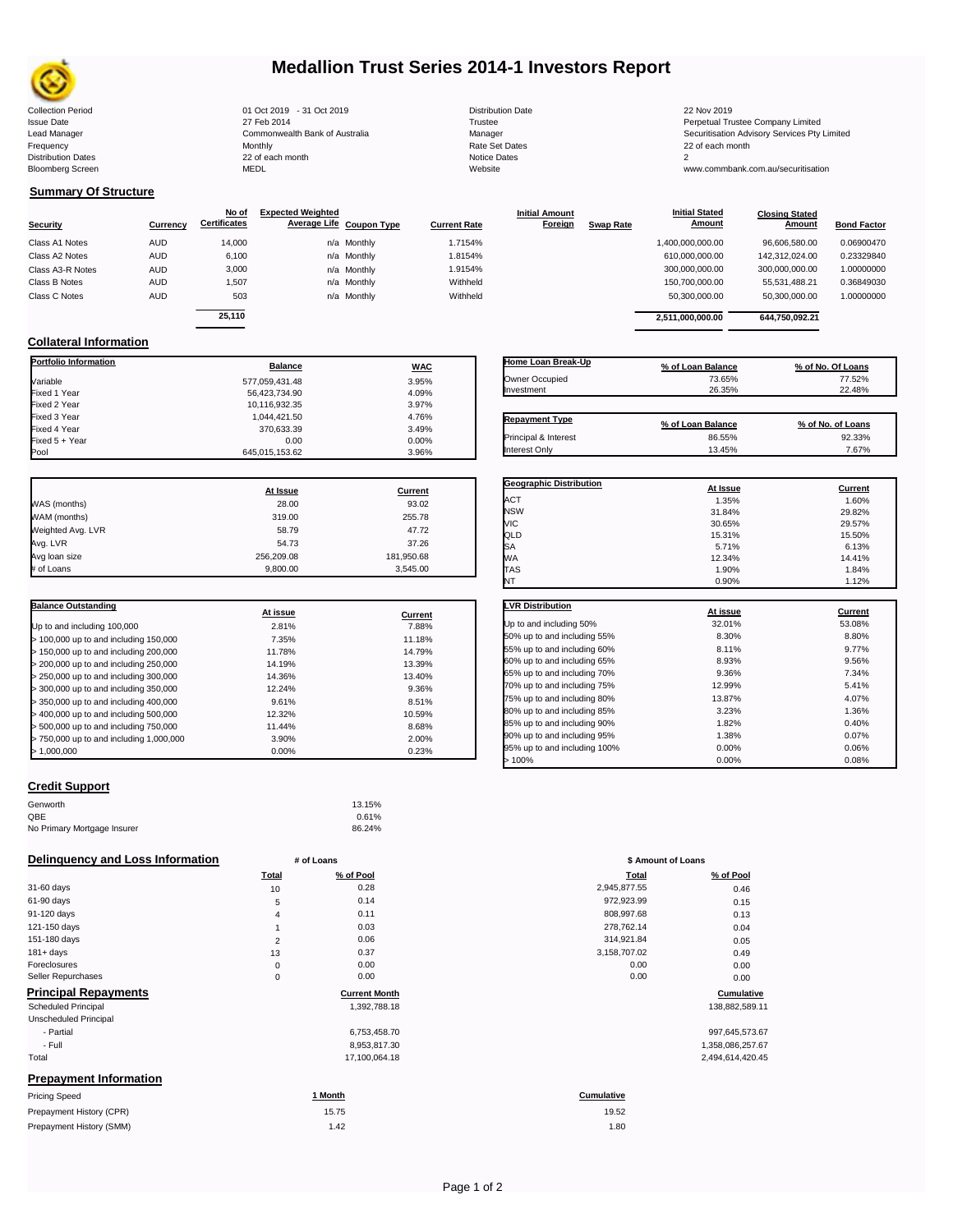# Medallion Trust Series 2014-1 Investors Report

| | | | |
|---|---|---|---|
| Collection Period | 01 Oct 2019 - 31 Oct 2019 | Distribution Date | 22 Nov 2019 |
| Issue Date | 27 Feb 2014 | Trustee | Perpetual Trustee Company Limited |
| Lead Manager | Commonwealth Bank of Australia | Manager | Securitisation Advisory Services Pty Limited |
| Frequency | Monthly | Rate Set Dates | 22 of each month |
| Distribution Dates | 22 of each month | Notice Dates | 2 |
| Bloomberg Screen | MEDL | Website | www.commbank.com.au/securitisation |

## Summary Of Structure

| Security | Currency | No of Certificates | Expected Weighted Average Life | Coupon Type | Current Rate | Initial Amount Foreign | Swap Rate | Initial Stated Amount | Closing Stated Amount | Bond Factor |
|---|---|---|---|---|---|---|---|---|---|---|
| Class A1 Notes | AUD | 14,000 | n/a | Monthly | 1.7154% | | | 1,400,000,000.00 | 96,606,580.00 | 0.06900470 |
| Class A2 Notes | AUD | 6,100 | n/a | Monthly | 1.8154% | | | 610,000,000.00 | 142,312,024.00 | 0.23329840 |
| Class A3-R Notes | AUD | 3,000 | n/a | Monthly | 1.9154% | | | 300,000,000.00 | 300,000,000.00 | 1.00000000 |
| Class B Notes | AUD | 1,507 | n/a | Monthly | Withheld | | | 150,700,000.00 | 55,531,488.21 | 0.36849030 |
| Class C Notes | AUD | 503 | n/a | Monthly | Withheld | | | 50,300,000.00 | 50,300,000.00 | 1.00000000 |
| | | 25,110 | | | | | | 2,511,000,000.00 | 644,750,092.21 | |

## Collateral Information

| Portfolio Information | Balance | WAC |
|---|---|---|
| Variable | 577,059,431.48 | 3.95% |
| Fixed 1 Year | 56,423,734.90 | 4.09% |
| Fixed 2 Year | 10,116,932.35 | 3.97% |
| Fixed 3 Year | 1,044,421.50 | 4.76% |
| Fixed 4 Year | 370,633.39 | 3.49% |
| Fixed 5 + Year | 0.00 | 0.00% |
| Pool | 645,015,153.62 | 3.96% |

| Home Loan Break-Up | % of Loan Balance | % of No. Of Loans |
|---|---|---|
| Owner Occupied | 73.65% | 77.52% |
| Investment | 26.35% | 22.48% |

| Repayment Type | % of Loan Balance | % of No. of Loans |
|---|---|---|
| Principal & Interest | 86.55% | 92.33% |
| Interest Only | 13.45% | 7.67% |

| | At Issue | Current |
|---|---|---|
| WAS (months) | 28.00 | 93.02 |
| WAM (months) | 319.00 | 255.78 |
| Weighted Avg. LVR | 58.79 | 47.72 |
| Avg. LVR | 54.73 | 37.26 |
| Avg loan size | 256,209.08 | 181,950.68 |
| # of Loans | 9,800.00 | 3,545.00 |

| Geographic Distribution | At Issue | Current |
|---|---|---|
| ACT | 1.35% | 1.60% |
| NSW | 31.84% | 29.82% |
| VIC | 30.65% | 29.57% |
| QLD | 15.31% | 15.50% |
| SA | 5.71% | 6.13% |
| WA | 12.34% | 14.41% |
| TAS | 1.90% | 1.84% |
| NT | 0.90% | 1.12% |

| Balance Outstanding | At issue | Current |
|---|---|---|
| Up to and including 100,000 | 2.81% | 7.88% |
| > 100,000 up to and including 150,000 | 7.35% | 11.18% |
| > 150,000 up to and including 200,000 | 11.78% | 14.79% |
| > 200,000 up to and including 250,000 | 14.19% | 13.39% |
| > 250,000 up to and including 300,000 | 14.36% | 13.40% |
| > 300,000 up to and including 350,000 | 12.24% | 9.36% |
| > 350,000 up to and including 400,000 | 9.61% | 8.51% |
| > 400,000 up to and including 500,000 | 12.32% | 10.59% |
| > 500,000 up to and including 750,000 | 11.44% | 8.68% |
| > 750,000 up to and including 1,000,000 | 3.90% | 2.00% |
| > 1,000,000 | 0.00% | 0.23% |

| LVR Distribution | At issue | Current |
|---|---|---|
| Up to and including 50% | 32.01% | 53.08% |
| 50% up to and including 55% | 8.30% | 8.80% |
| 55% up to and including 60% | 8.11% | 9.77% |
| 60% up to and including 65% | 8.93% | 9.56% |
| 65% up to and including 70% | 9.36% | 7.34% |
| 70% up to and including 75% | 12.99% | 5.41% |
| 75% up to and including 80% | 13.87% | 4.07% |
| 80% up to and including 85% | 3.23% | 1.36% |
| 85% up to and including 90% | 1.82% | 0.40% |
| 90% up to and including 95% | 1.38% | 0.07% |
| 95% up to and including 100% | 0.00% | 0.06% |
| > 100% | 0.00% | 0.08% |

## Credit Support

| | |
|---|---|
| Genworth | 13.15% |
| QBE | 0.61% |
| No Primary Mortgage Insurer | 86.24% |

## Delinquency and Loss Information

| | # of Loans Total | # of Loans % of Pool | \$ Amount of Loans Total | \$ Amount of Loans % of Pool |
|---|---|---|---|---|
| 31-60 days | 10 | 0.28 | 2,945,877.55 | 0.46 |
| 61-90 days | 5 | 0.14 | 972,923.99 | 0.15 |
| 91-120 days | 4 | 0.11 | 808,997.68 | 0.13 |
| 121-150 days | 1 | 0.03 | 278,762.14 | 0.04 |
| 151-180 days | 2 | 0.06 | 314,921.84 | 0.05 |
| 181+ days | 13 | 0.37 | 3,158,707.02 | 0.49 |
| Foreclosures | 0 | 0.00 | 0.00 | 0.00 |
| Seller Repurchases | 0 | 0.00 | 0.00 | 0.00 |

## Principal Repayments

| | Current Month | Cumulative |
|---|---|---|
| Scheduled Principal | 1,392,788.18 | 138,882,589.11 |
| Unscheduled Principal | | |
| - Partial | 6,753,458.70 | 997,645,573.67 |
| - Full | 8,953,817.30 | 1,358,086,257.67 |
| Total | 17,100,064.18 | 2,494,614,420.45 |

## Prepayment Information

| Pricing Speed | 1 Month | Cumulative |
|---|---|---|
| Prepayment History (CPR) | 15.75 | 19.52 |
| Prepayment History (SMM) | 1.42 | 1.80 |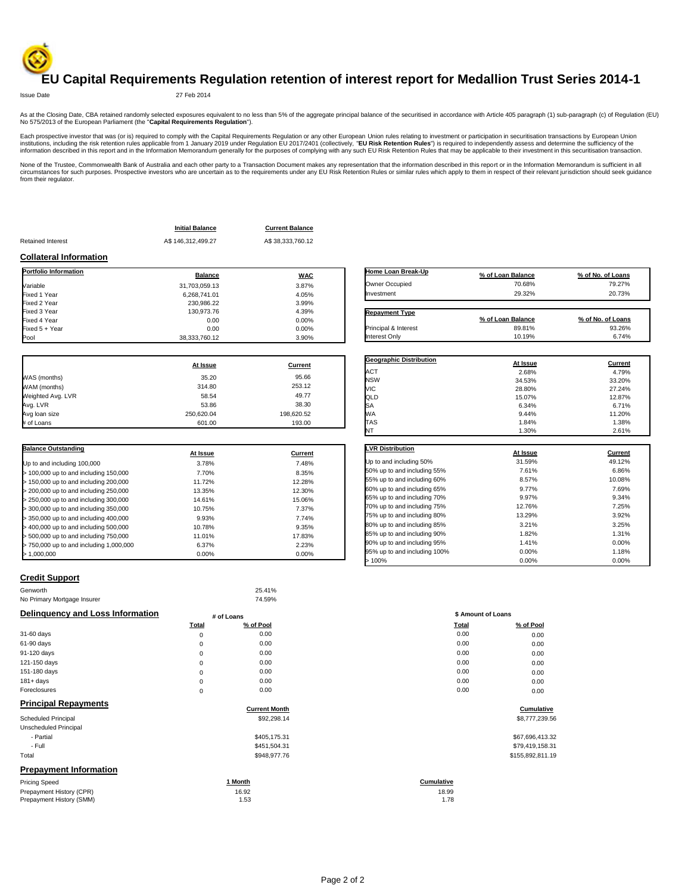# EU Capital Requirements Regulation retention of interest report for Medallion Trust Series 2014-1

Issue Date 27 Feb 2014

As at the Closing Date, CBA retained randomly selected exposures equivalent to no less than 5% of the aggregate principal balance of the securitised in accordance with Article 405 paragraph (1) sub-paragraph (c) of Regulation (EU) No 575/2013 of the European Parliament (the "**Capital Requirements Regulation**").

Each prospective investor that was (or is) required to comply with the Capital Requirements Regulation or any other European Union rules relating to investment or participation in securitisation transactions by European Union institutions, including the risk retention rules applicable from 1 January 2019 under Regulation EU 2017/2401 (collectively, "**EU Risk Retention Rules**") is required to independently assess and determine the sufficiency of the information described in this report and in the Information Memorandum generally for the purposes of complying with any such EU Risk Retention Rules that may be applicable to their investment in this securitisation transaction.

None of the Trustee, Commonwealth Bank of Australia and each other party to a Transaction Document makes any representation that the information described in this report or in the Information Memorandum is sufficient in all circumstances for such purposes. Prospective investors who are uncertain as to the requirements under any EU Risk Retention Rules or similar rules which apply to them in respect of their relevant jurisdiction should seek guidance from their regulator.

| | Initial Balance | Current Balance |
|---|---|---|
| Retained Interest | A$ 146,312,499.27 | A$ 38,333,760.12 |

## Collateral Information

| Portfolio Information | Balance | WAC |
|---|---|---|
| Variable | 31,703,059.13 | 3.87% |
| Fixed 1 Year | 6,268,741.01 | 4.05% |
| Fixed 2 Year | 230,986.22 | 3.99% |
| Fixed 3 Year | 130,973.76 | 4.39% |
| Fixed 4 Year | 0.00 | 0.00% |
| Fixed 5 + Year | 0.00 | 0.00% |
| Pool | 38,333,760.12 | 3.90% |

| Home Loan Break-Up | % of Loan Balance | % of No. of Loans |
|---|---|---|
| Owner Occupied | 70.68% | 79.27% |
| Investment | 29.32% | 20.73% |

| Repayment Type | % of Loan Balance | % of No. of Loans |
|---|---|---|
| Principal & Interest | 89.81% | 93.26% |
| Interest Only | 10.19% | 6.74% |

| | At Issue | Current |
|---|---|---|
| WAS (months) | 35.20 | 95.66 |
| WAM (months) | 314.80 | 253.12 |
| Weighted Avg. LVR | 58.54 | 49.77 |
| Avg. LVR | 53.86 | 38.30 |
| Avg loan size | 250,620.04 | 198,620.52 |
| # of Loans | 601.00 | 193.00 |

| Geographic Distribution | At Issue | Current |
|---|---|---|
| ACT | 2.68% | 4.79% |
| NSW | 34.53% | 33.20% |
| VIC | 28.80% | 27.24% |
| QLD | 15.07% | 12.87% |
| SA | 6.34% | 6.71% |
| WA | 9.44% | 11.20% |
| TAS | 1.84% | 1.38% |
| NT | 1.30% | 2.61% |

| Balance Outstanding | At Issue | Current |
|---|---|---|
| Up to and including 100,000 | 3.78% | 7.48% |
| > 100,000 up to and including 150,000 | 7.70% | 8.35% |
| > 150,000 up to and including 200,000 | 11.72% | 12.28% |
| > 200,000 up to and including 250,000 | 13.35% | 12.30% |
| > 250,000 up to and including 300,000 | 14.61% | 15.06% |
| > 300,000 up to and including 350,000 | 10.75% | 7.37% |
| > 350,000 up to and including 400,000 | 9.93% | 7.74% |
| > 400,000 up to and including 500,000 | 10.78% | 9.35% |
| > 500,000 up to and including 750,000 | 11.01% | 17.83% |
| > 750,000 up to and including 1,000,000 | 6.37% | 2.23% |
| > 1,000,000 | 0.00% | 0.00% |

| LVR Distribution | At Issue | Current |
|---|---|---|
| Up to and including 50% | 31.59% | 49.12% |
| 50% up to and including 55% | 7.61% | 6.86% |
| 55% up to and including 60% | 8.57% | 10.08% |
| 60% up to and including 65% | 9.77% | 7.69% |
| 65% up to and including 70% | 9.97% | 9.34% |
| 70% up to and including 75% | 12.76% | 7.25% |
| 75% up to and including 80% | 13.29% | 3.92% |
| 80% up to and including 85% | 3.21% | 3.25% |
| 85% up to and including 90% | 1.82% | 1.31% |
| 90% up to and including 95% | 1.41% | 0.00% |
| 95% up to and including 100% | 0.00% | 1.18% |
| > 100% | 0.00% | 0.00% |

## Credit Support

| | |
|---|---|
| Genworth | 25.41% |
| No Primary Mortgage Insurer | 74.59% |

## Delinquency and Loss Information

| | # of Loans | | $ Amount of Loans | |
|---|---|---|---|---|
| | Total | % of Pool | Total | % of Pool |
| 31-60 days | 0 | 0.00 | 0.00 | 0.00 |
| 61-90 days | 0 | 0.00 | 0.00 | 0.00 |
| 91-120 days | 0 | 0.00 | 0.00 | 0.00 |
| 121-150 days | 0 | 0.00 | 0.00 | 0.00 |
| 151-180 days | 0 | 0.00 | 0.00 | 0.00 |
| 181+ days | 0 | 0.00 | 0.00 | 0.00 |
| Foreclosures | 0 | 0.00 | 0.00 | 0.00 |

## Principal Repayments

| | Current Month | Cumulative |
|---|---|---|
| Scheduled Principal | $92,298.14 | $8,777,239.56 |
| Unscheduled Principal | | |
| - Partial | $405,175.31 | $67,696,413.32 |
| - Full | $451,504.31 | $79,419,158.31 |
| Total | $948,977.76 | $155,892,811.19 |

## Prepayment Information

| Pricing Speed | 1 Month | Cumulative |
|---|---|---|
| Prepayment History (CPR) | 16.92 | 18.99 |
| Prepayment History (SMM) | 1.53 | 1.78 |